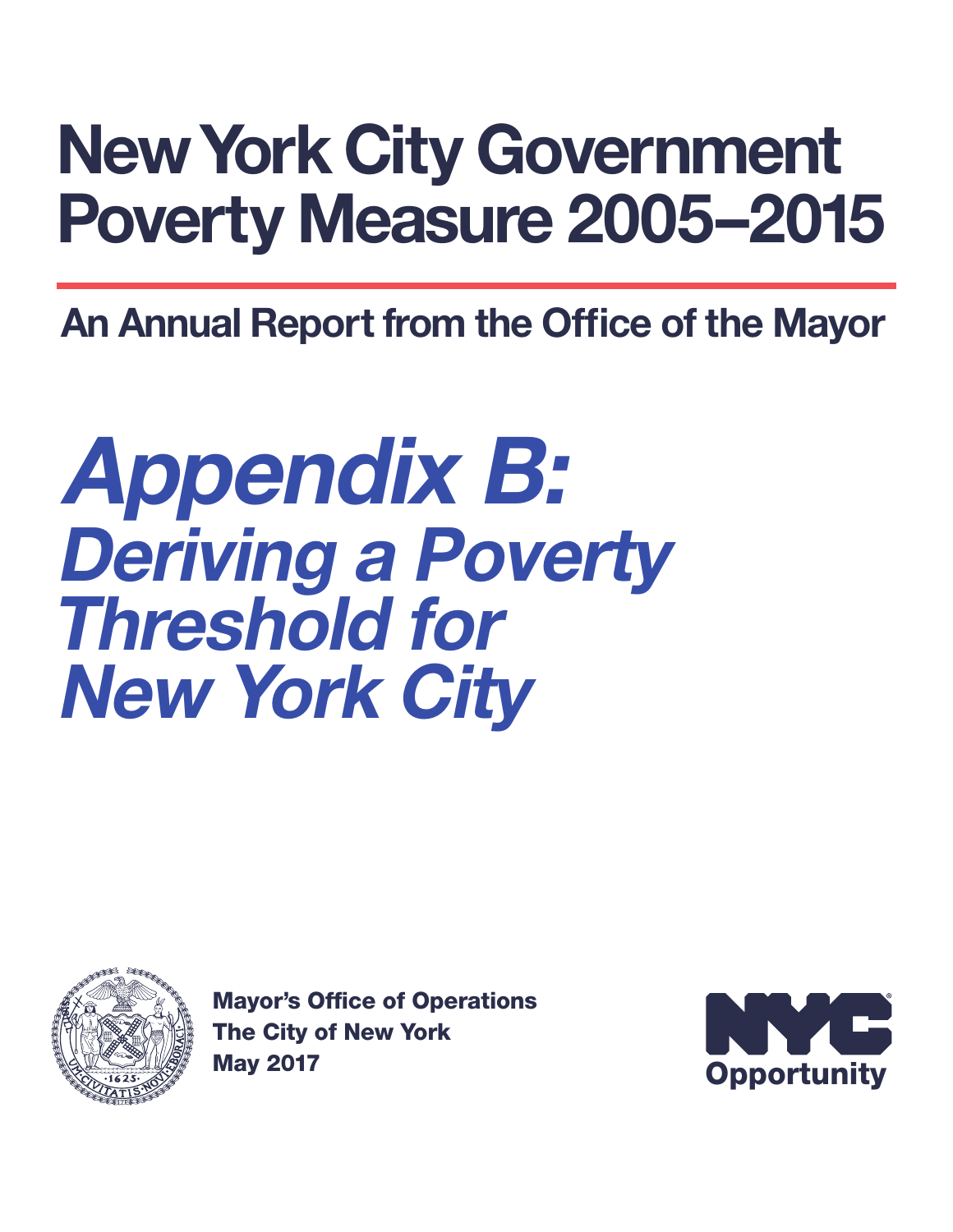# New York City Government Poverty Measure 2005–2015

## An Annual Report from the Office of the Mayor

# *Appendix B: Deriving a Poverty Threshold for New York City*

**Mayor's Office of Operations**
**The City of New York**
**May 2017**

NYC Opportunity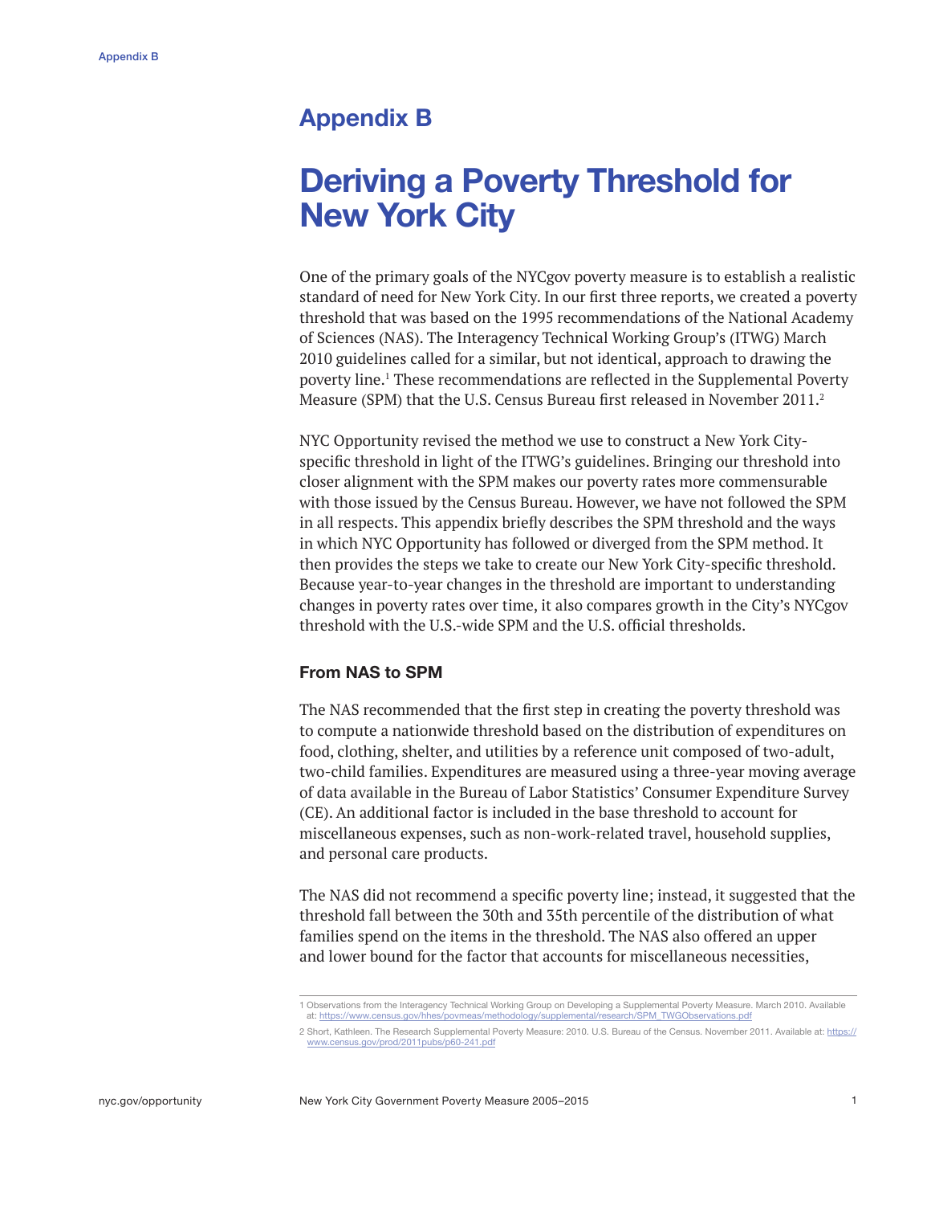# Appendix B

# Deriving a Poverty Threshold for New York City

One of the primary goals of the NYCgov poverty measure is to establish a realistic standard of need for New York City. In our first three reports, we created a poverty threshold that was based on the 1995 recommendations of the National Academy of Sciences (NAS). The Interagency Technical Working Group's (ITWG) March 2010 guidelines called for a similar, but not identical, approach to drawing the poverty line.[1] These recommendations are reflected in the Supplemental Poverty Measure (SPM) that the U.S. Census Bureau first released in November 2011.[2]

NYC Opportunity revised the method we use to construct a New York City-specific threshold in light of the ITWG's guidelines. Bringing our threshold into closer alignment with the SPM makes our poverty rates more commensurable with those issued by the Census Bureau. However, we have not followed the SPM in all respects. This appendix briefly describes the SPM threshold and the ways in which NYC Opportunity has followed or diverged from the SPM method. It then provides the steps we take to create our New York City-specific threshold. Because year-to-year changes in the threshold are important to understanding changes in poverty rates over time, it also compares growth in the City's NYCgov threshold with the U.S.-wide SPM and the U.S. official thresholds.

### From NAS to SPM

The NAS recommended that the first step in creating the poverty threshold was to compute a nationwide threshold based on the distribution of expenditures on food, clothing, shelter, and utilities by a reference unit composed of two-adult, two-child families. Expenditures are measured using a three-year moving average of data available in the Bureau of Labor Statistics' Consumer Expenditure Survey (CE). An additional factor is included in the base threshold to account for miscellaneous expenses, such as non-work-related travel, household supplies, and personal care products.

The NAS did not recommend a specific poverty line; instead, it suggested that the threshold fall between the 30th and 35th percentile of the distribution of what families spend on the items in the threshold. The NAS also offered an upper and lower bound for the factor that accounts for miscellaneous necessities,

---

1 Observations from the Interagency Technical Working Group on Developing a Supplemental Poverty Measure. March 2010. Available at: https://www.census.gov/hhes/povmeas/methodology/supplemental/research/SPM_TWGObservations.pdf

2 Short, Kathleen. The Research Supplemental Poverty Measure: 2010. U.S. Bureau of the Census. November 2011. Available at: https://www.census.gov/prod/2011pubs/p60-241.pdf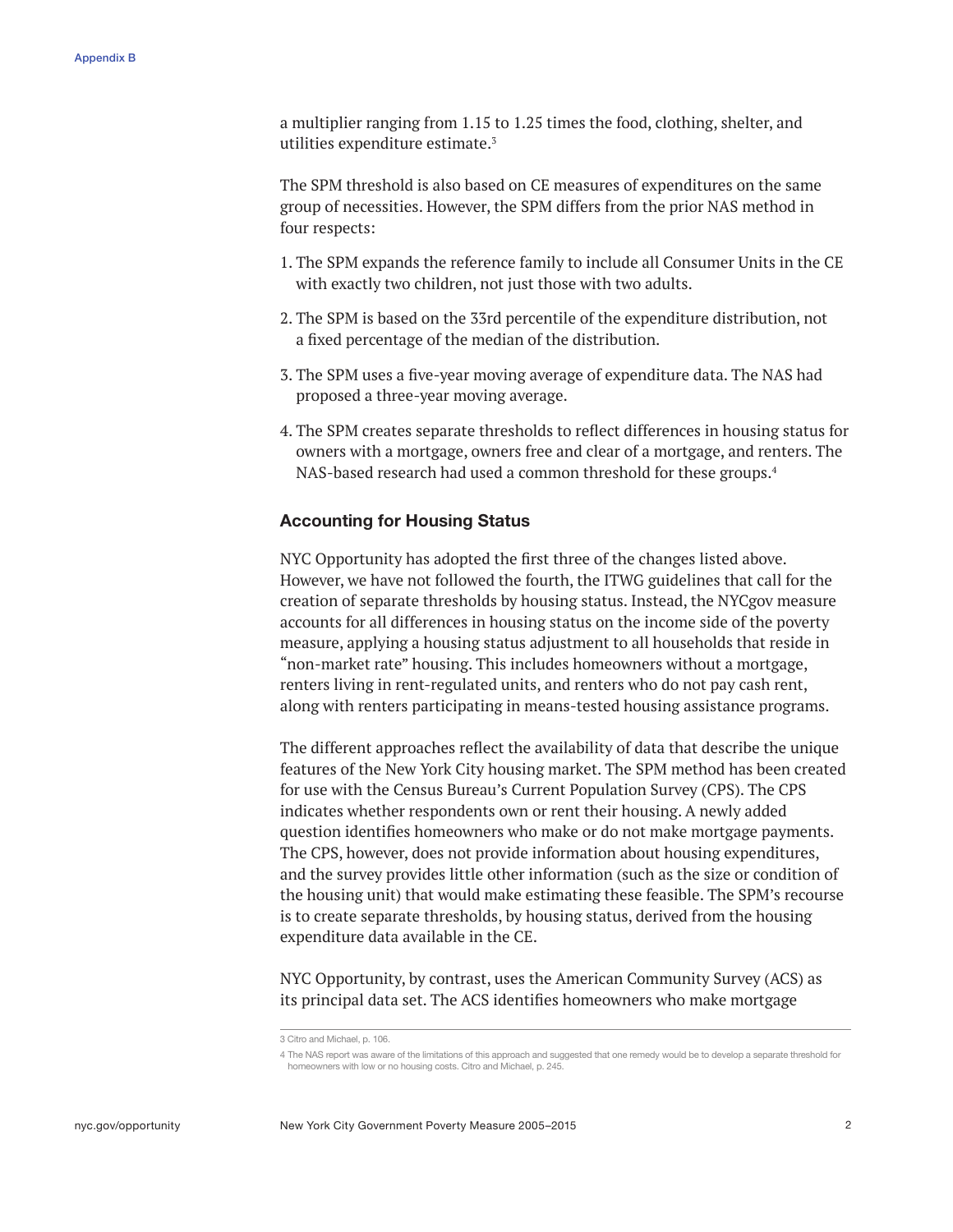a multiplier ranging from 1.15 to 1.25 times the food, clothing, shelter, and utilities expenditure estimate.[3]

The SPM threshold is also based on CE measures of expenditures on the same group of necessities. However, the SPM differs from the prior NAS method in four respects:

1. The SPM expands the reference family to include all Consumer Units in the CE with exactly two children, not just those with two adults.
2. The SPM is based on the 33rd percentile of the expenditure distribution, not a fixed percentage of the median of the distribution.
3. The SPM uses a five-year moving average of expenditure data. The NAS had proposed a three-year moving average.
4. The SPM creates separate thresholds to reflect differences in housing status for owners with a mortgage, owners free and clear of a mortgage, and renters. The NAS-based research had used a common threshold for these groups.[4]

### Accounting for Housing Status

NYC Opportunity has adopted the first three of the changes listed above. However, we have not followed the fourth, the ITWG guidelines that call for the creation of separate thresholds by housing status. Instead, the NYCgov measure accounts for all differences in housing status on the income side of the poverty measure, applying a housing status adjustment to all households that reside in "non-market rate" housing. This includes homeowners without a mortgage, renters living in rent-regulated units, and renters who do not pay cash rent, along with renters participating in means-tested housing assistance programs.

The different approaches reflect the availability of data that describe the unique features of the New York City housing market. The SPM method has been created for use with the Census Bureau's Current Population Survey (CPS). The CPS indicates whether respondents own or rent their housing. A newly added question identifies homeowners who make or do not make mortgage payments. The CPS, however, does not provide information about housing expenditures, and the survey provides little other information (such as the size or condition of the housing unit) that would make estimating these feasible. The SPM's recourse is to create separate thresholds, by housing status, derived from the housing expenditure data available in the CE.

NYC Opportunity, by contrast, uses the American Community Survey (ACS) as its principal data set. The ACS identifies homeowners who make mortgage

---

3 Citro and Michael, p. 106.

4 The NAS report was aware of the limitations of this approach and suggested that one remedy would be to develop a separate threshold for homeowners with low or no housing costs. Citro and Michael, p. 245.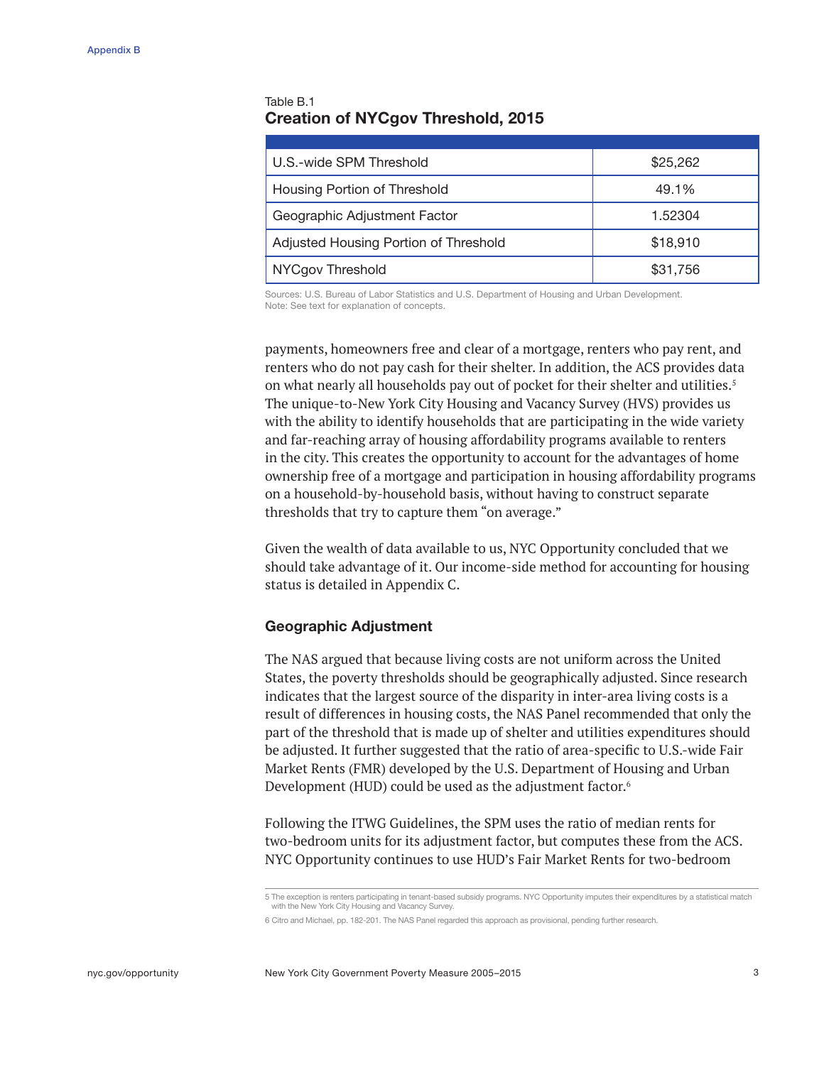Table B.1

**Creation of NYCgov Threshold, 2015**

| | |
|---|---|
| U.S.-wide SPM Threshold | $25,262 |
| Housing Portion of Threshold | 49.1% |
| Geographic Adjustment Factor | 1.52304 |
| Adjusted Housing Portion of Threshold | $18,910 |
| NYCgov Threshold | $31,756 |

Sources: U.S. Bureau of Labor Statistics and U.S. Department of Housing and Urban Development.
Note: See text for explanation of concepts.

payments, homeowners free and clear of a mortgage, renters who pay rent, and renters who do not pay cash for their shelter. In addition, the ACS provides data on what nearly all households pay out of pocket for their shelter and utilities.[5] The unique-to-New York City Housing and Vacancy Survey (HVS) provides us with the ability to identify households that are participating in the wide variety and far-reaching array of housing affordability programs available to renters in the city. This creates the opportunity to account for the advantages of home ownership free of a mortgage and participation in housing affordability programs on a household-by-household basis, without having to construct separate thresholds that try to capture them "on average."

Given the wealth of data available to us, NYC Opportunity concluded that we should take advantage of it. Our income-side method for accounting for housing status is detailed in Appendix C.

### Geographic Adjustment

The NAS argued that because living costs are not uniform across the United States, the poverty thresholds should be geographically adjusted. Since research indicates that the largest source of the disparity in inter-area living costs is a result of differences in housing costs, the NAS Panel recommended that only the part of the threshold that is made up of shelter and utilities expenditures should be adjusted. It further suggested that the ratio of area-specific to U.S.-wide Fair Market Rents (FMR) developed by the U.S. Department of Housing and Urban Development (HUD) could be used as the adjustment factor.[6]

Following the ITWG Guidelines, the SPM uses the ratio of median rents for two-bedroom units for its adjustment factor, but computes these from the ACS. NYC Opportunity continues to use HUD's Fair Market Rents for two-bedroom

5 The exception is renters participating in tenant-based subsidy programs. NYC Opportunity imputes their expenditures by a statistical match with the New York City Housing and Vacancy Survey.

6 Citro and Michael, pp. 182-201. The NAS Panel regarded this approach as provisional, pending further research.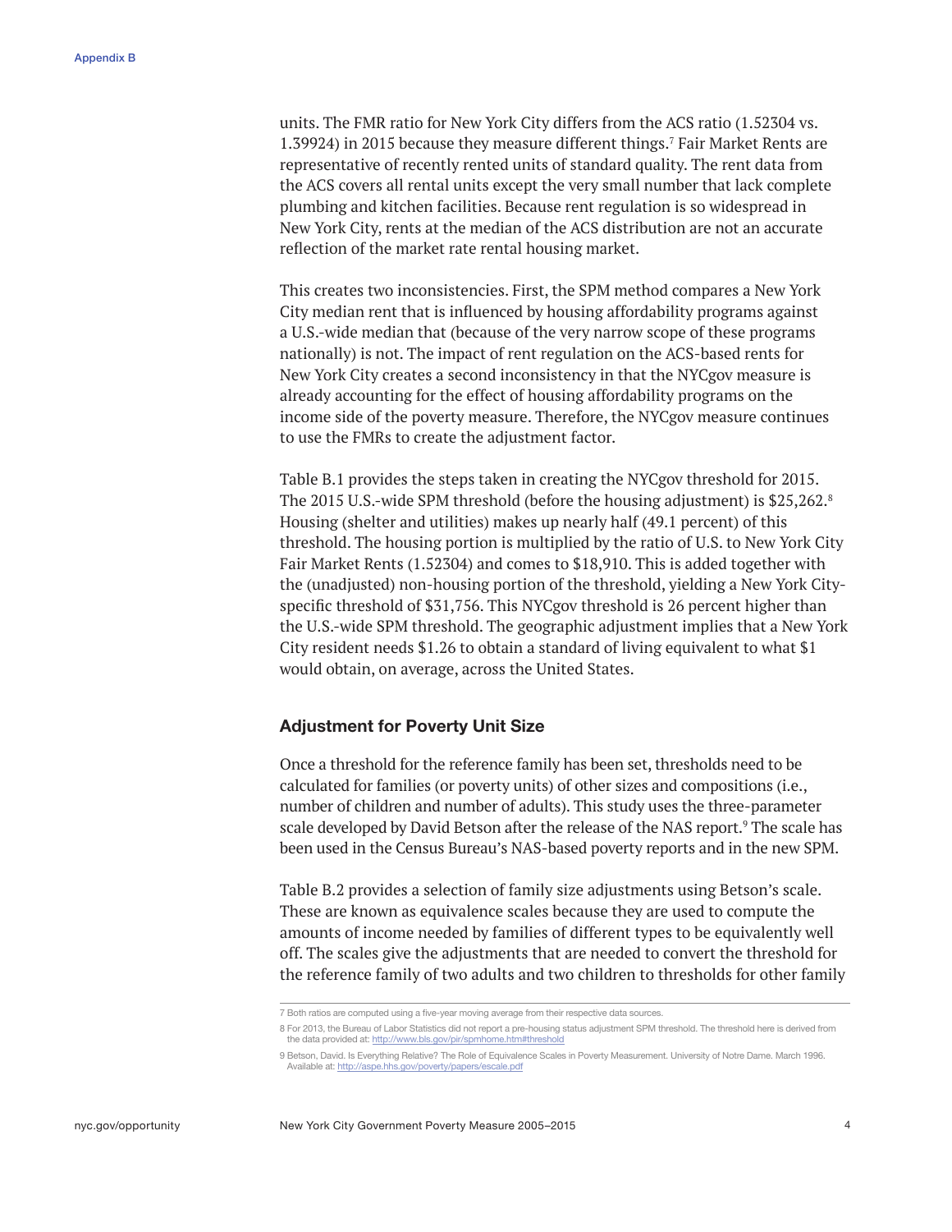units. The FMR ratio for New York City differs from the ACS ratio (1.52304 vs. 1.39924) in 2015 because they measure different things.[7] Fair Market Rents are representative of recently rented units of standard quality. The rent data from the ACS covers all rental units except the very small number that lack complete plumbing and kitchen facilities. Because rent regulation is so widespread in New York City, rents at the median of the ACS distribution are not an accurate reflection of the market rate rental housing market.

This creates two inconsistencies. First, the SPM method compares a New York City median rent that is influenced by housing affordability programs against a U.S.-wide median that (because of the very narrow scope of these programs nationally) is not. The impact of rent regulation on the ACS-based rents for New York City creates a second inconsistency in that the NYCgov measure is already accounting for the effect of housing affordability programs on the income side of the poverty measure. Therefore, the NYCgov measure continues to use the FMRs to create the adjustment factor.

Table B.1 provides the steps taken in creating the NYCgov threshold for 2015. The 2015 U.S.-wide SPM threshold (before the housing adjustment) is $25,262.[8] Housing (shelter and utilities) makes up nearly half (49.1 percent) of this threshold. The housing portion is multiplied by the ratio of U.S. to New York City Fair Market Rents (1.52304) and comes to $18,910. This is added together with the (unadjusted) non-housing portion of the threshold, yielding a New York City-specific threshold of $31,756. This NYCgov threshold is 26 percent higher than the U.S.-wide SPM threshold. The geographic adjustment implies that a New York City resident needs $1.26 to obtain a standard of living equivalent to what $1 would obtain, on average, across the United States.

### Adjustment for Poverty Unit Size

Once a threshold for the reference family has been set, thresholds need to be calculated for families (or poverty units) of other sizes and compositions (i.e., number of children and number of adults). This study uses the three-parameter scale developed by David Betson after the release of the NAS report.[9] The scale has been used in the Census Bureau's NAS-based poverty reports and in the new SPM.

Table B.2 provides a selection of family size adjustments using Betson's scale. These are known as equivalence scales because they are used to compute the amounts of income needed by families of different types to be equivalently well off. The scales give the adjustments that are needed to convert the threshold for the reference family of two adults and two children to thresholds for other family

---

7 Both ratios are computed using a five-year moving average from their respective data sources.

8 For 2013, the Bureau of Labor Statistics did not report a pre-housing status adjustment SPM threshold. The threshold here is derived from the data provided at: http://www.bls.gov/pir/spmhome.htm#threshold

9 Betson, David. Is Everything Relative? The Role of Equivalence Scales in Poverty Measurement. University of Notre Dame. March 1996. Available at: http://aspe.hhs.gov/poverty/papers/escale.pdf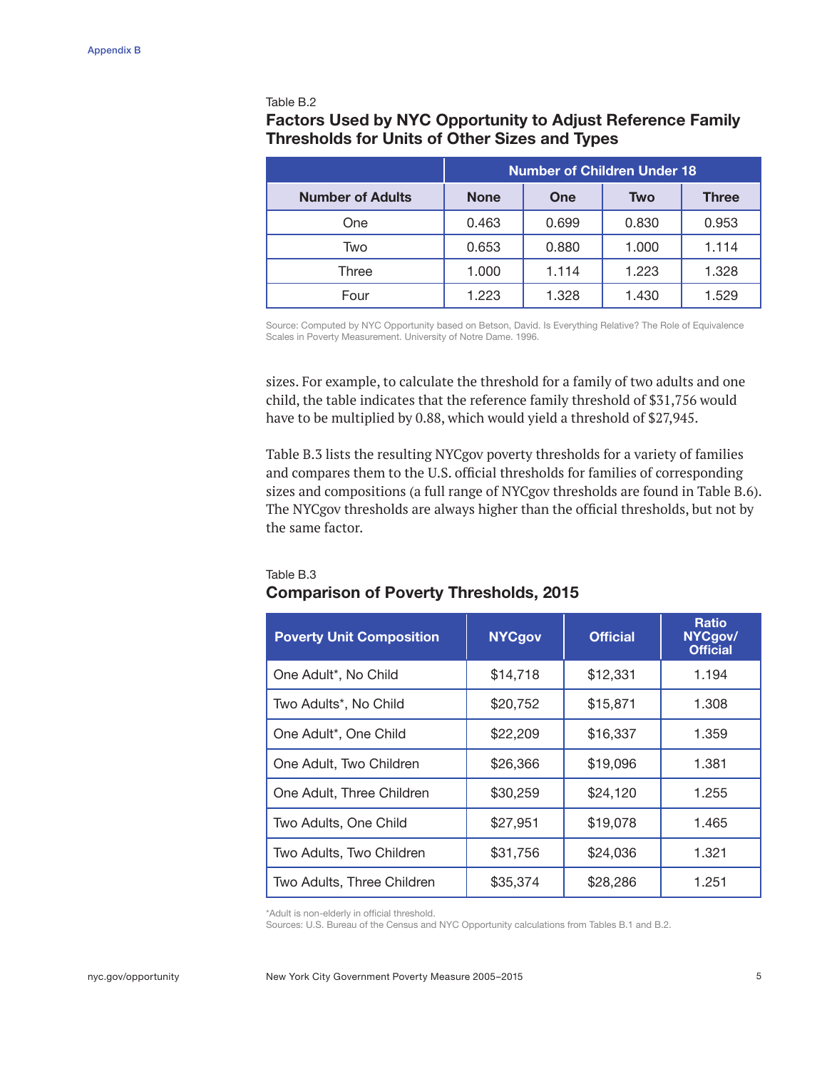Table B.2

### Factors Used by NYC Opportunity to Adjust Reference Family Thresholds for Units of Other Sizes and Types

| | Number of Children Under 18 | | | |
|---|---|---|---|---|
| **Number of Adults** | **None** | **One** | **Two** | **Three** |
| One | 0.463 | 0.699 | 0.830 | 0.953 |
| Two | 0.653 | 0.880 | 1.000 | 1.114 |
| Three | 1.000 | 1.114 | 1.223 | 1.328 |
| Four | 1.223 | 1.328 | 1.430 | 1.529 |

Source: Computed by NYC Opportunity based on Betson, David. Is Everything Relative? The Role of Equivalence Scales in Poverty Measurement. University of Notre Dame. 1996.

sizes. For example, to calculate the threshold for a family of two adults and one child, the table indicates that the reference family threshold of $31,756 would have to be multiplied by 0.88, which would yield a threshold of $27,945.

Table B.3 lists the resulting NYCgov poverty thresholds for a variety of families and compares them to the U.S. official thresholds for families of corresponding sizes and compositions (a full range of NYCgov thresholds are found in Table B.6). The NYCgov thresholds are always higher than the official thresholds, but not by the same factor.

Table B.3

### Comparison of Poverty Thresholds, 2015

| Poverty Unit Composition | NYCgov | Official | Ratio NYCgov/ Official |
|---|---|---|---|
| One Adult*, No Child | $14,718 | $12,331 | 1.194 |
| Two Adults*, No Child | $20,752 | $15,871 | 1.308 |
| One Adult*, One Child | $22,209 | $16,337 | 1.359 |
| One Adult, Two Children | $26,366 | $19,096 | 1.381 |
| One Adult, Three Children | $30,259 | $24,120 | 1.255 |
| Two Adults, One Child | $27,951 | $19,078 | 1.465 |
| Two Adults, Two Children | $31,756 | $24,036 | 1.321 |
| Two Adults, Three Children | $35,374 | $28,286 | 1.251 |

*Adult is non-elderly in official threshold.
Sources: U.S. Bureau of the Census and NYC Opportunity calculations from Tables B.1 and B.2.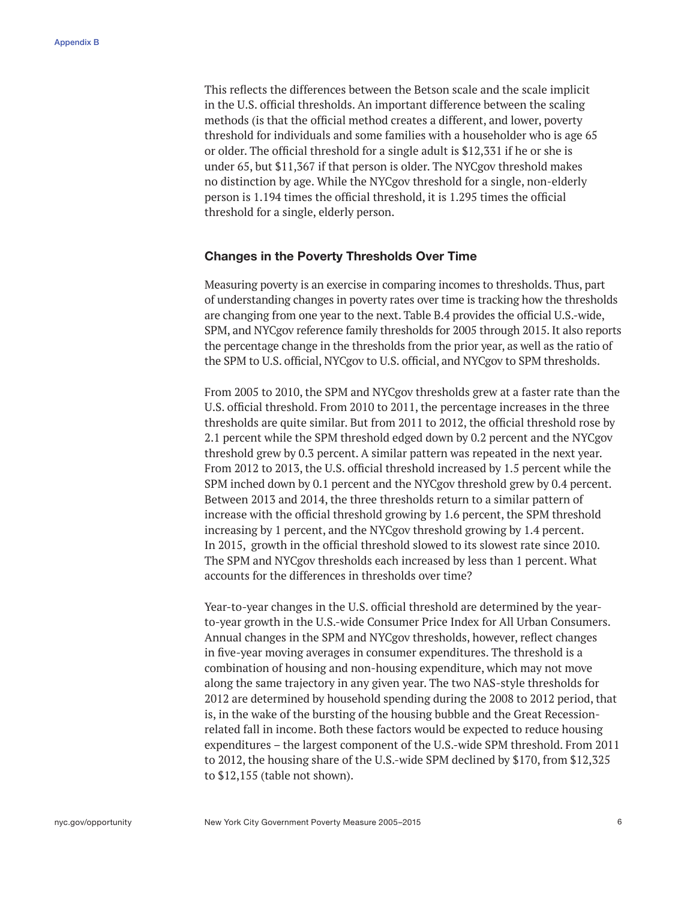This reflects the differences between the Betson scale and the scale implicit in the U.S. official thresholds. An important difference between the scaling methods (is that the official method creates a different, and lower, poverty threshold for individuals and some families with a householder who is age 65 or older. The official threshold for a single adult is $12,331 if he or she is under 65, but $11,367 if that person is older. The NYCgov threshold makes no distinction by age. While the NYCgov threshold for a single, non-elderly person is 1.194 times the official threshold, it is 1.295 times the official threshold for a single, elderly person.

### Changes in the Poverty Thresholds Over Time

Measuring poverty is an exercise in comparing incomes to thresholds. Thus, part of understanding changes in poverty rates over time is tracking how the thresholds are changing from one year to the next. Table B.4 provides the official U.S.-wide, SPM, and NYCgov reference family thresholds for 2005 through 2015. It also reports the percentage change in the thresholds from the prior year, as well as the ratio of the SPM to U.S. official, NYCgov to U.S. official, and NYCgov to SPM thresholds.

From 2005 to 2010, the SPM and NYCgov thresholds grew at a faster rate than the U.S. official threshold. From 2010 to 2011, the percentage increases in the three thresholds are quite similar. But from 2011 to 2012, the official threshold rose by 2.1 percent while the SPM threshold edged down by 0.2 percent and the NYCgov threshold grew by 0.3 percent. A similar pattern was repeated in the next year. From 2012 to 2013, the U.S. official threshold increased by 1.5 percent while the SPM inched down by 0.1 percent and the NYCgov threshold grew by 0.4 percent. Between 2013 and 2014, the three thresholds return to a similar pattern of increase with the official threshold growing by 1.6 percent, the SPM threshold increasing by 1 percent, and the NYCgov threshold growing by 1.4 percent. In 2015, growth in the official threshold slowed to its slowest rate since 2010. The SPM and NYCgov thresholds each increased by less than 1 percent. What accounts for the differences in thresholds over time?

Year-to-year changes in the U.S. official threshold are determined by the year-to-year growth in the U.S.-wide Consumer Price Index for All Urban Consumers. Annual changes in the SPM and NYCgov thresholds, however, reflect changes in five-year moving averages in consumer expenditures. The threshold is a combination of housing and non-housing expenditure, which may not move along the same trajectory in any given year. The two NAS-style thresholds for 2012 are determined by household spending during the 2008 to 2012 period, that is, in the wake of the bursting of the housing bubble and the Great Recession-related fall in income. Both these factors would be expected to reduce housing expenditures – the largest component of the U.S.-wide SPM threshold. From 2011 to 2012, the housing share of the U.S.-wide SPM declined by $170, from $12,325 to $12,155 (table not shown).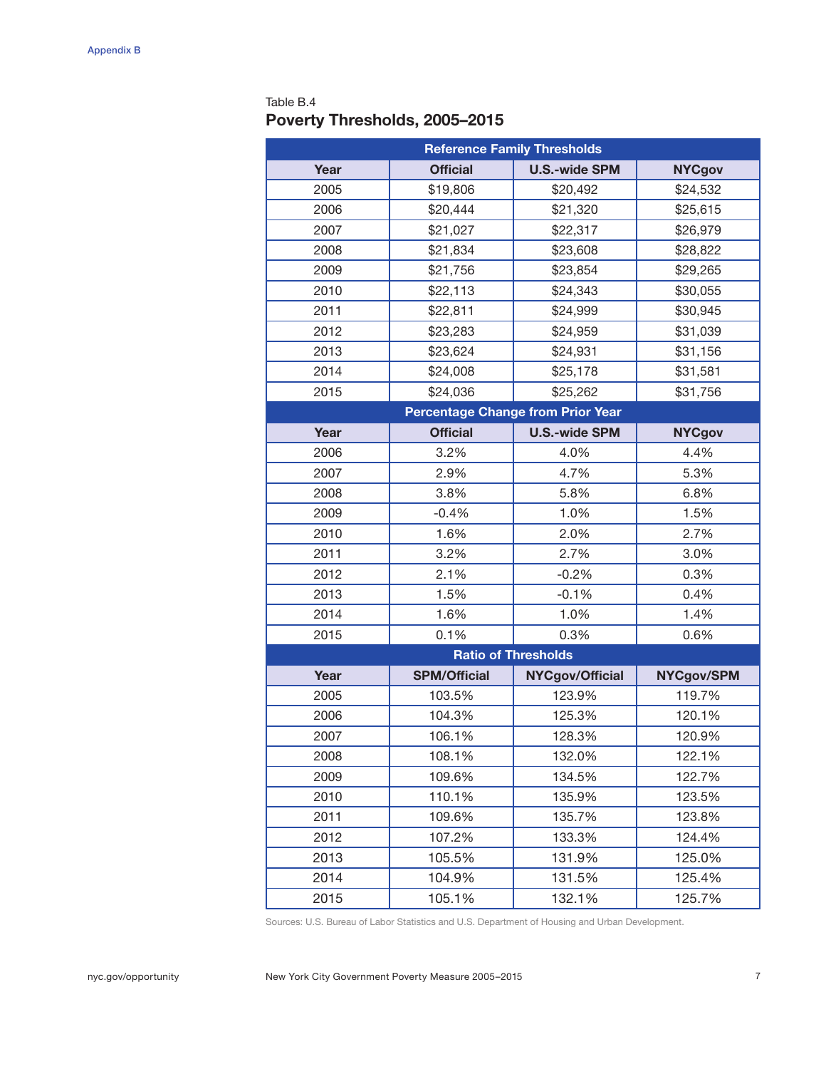Table B.4

## Poverty Thresholds, 2005–2015

| Reference Family Thresholds | | | |
|---|---|---|---|
| **Year** | **Official** | **U.S.-wide SPM** | **NYCgov** |
| 2005 | $19,806 | $20,492 | $24,532 |
| 2006 | $20,444 | $21,320 | $25,615 |
| 2007 | $21,027 | $22,317 | $26,979 |
| 2008 | $21,834 | $23,608 | $28,822 |
| 2009 | $21,756 | $23,854 | $29,265 |
| 2010 | $22,113 | $24,343 | $30,055 |
| 2011 | $22,811 | $24,999 | $30,945 |
| 2012 | $23,283 | $24,959 | $31,039 |
| 2013 | $23,624 | $24,931 | $31,156 |
| 2014 | $24,008 | $25,178 | $31,581 |
| 2015 | $24,036 | $25,262 | $31,756 |
| **Percentage Change from Prior Year** | | | |
| **Year** | **Official** | **U.S.-wide SPM** | **NYCgov** |
| 2006 | 3.2% | 4.0% | 4.4% |
| 2007 | 2.9% | 4.7% | 5.3% |
| 2008 | 3.8% | 5.8% | 6.8% |
| 2009 | -0.4% | 1.0% | 1.5% |
| 2010 | 1.6% | 2.0% | 2.7% |
| 2011 | 3.2% | 2.7% | 3.0% |
| 2012 | 2.1% | -0.2% | 0.3% |
| 2013 | 1.5% | -0.1% | 0.4% |
| 2014 | 1.6% | 1.0% | 1.4% |
| 2015 | 0.1% | 0.3% | 0.6% |
| **Ratio of Thresholds** | | | |
| **Year** | **SPM/Official** | **NYCgov/Official** | **NYCgov/SPM** |
| 2005 | 103.5% | 123.9% | 119.7% |
| 2006 | 104.3% | 125.3% | 120.1% |
| 2007 | 106.1% | 128.3% | 120.9% |
| 2008 | 108.1% | 132.0% | 122.1% |
| 2009 | 109.6% | 134.5% | 122.7% |
| 2010 | 110.1% | 135.9% | 123.5% |
| 2011 | 109.6% | 135.7% | 123.8% |
| 2012 | 107.2% | 133.3% | 124.4% |
| 2013 | 105.5% | 131.9% | 125.0% |
| 2014 | 104.9% | 131.5% | 125.4% |
| 2015 | 105.1% | 132.1% | 125.7% |

Sources: U.S. Bureau of Labor Statistics and U.S. Department of Housing and Urban Development.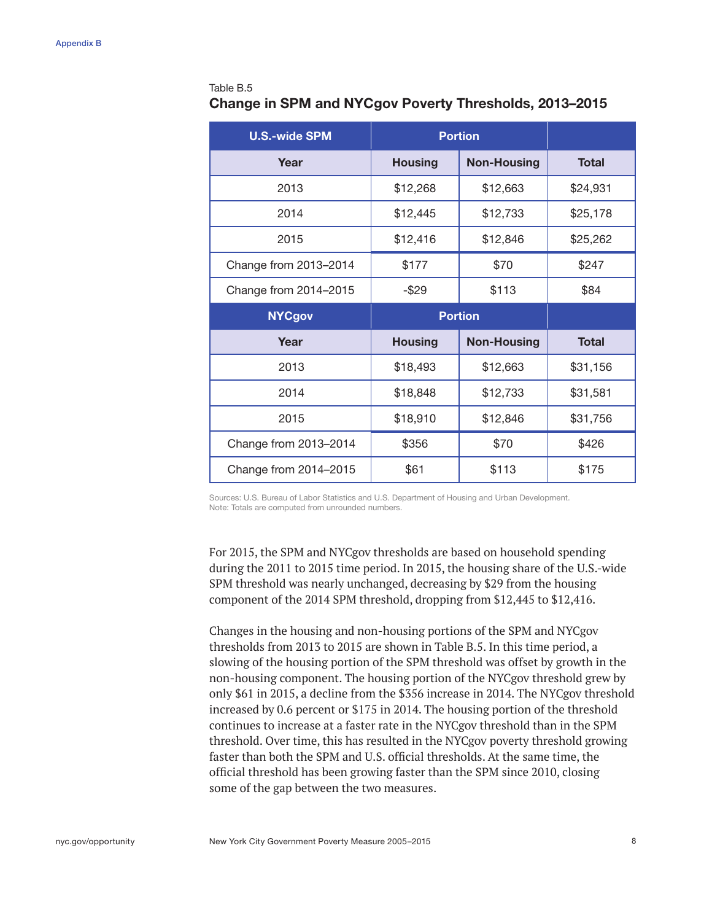Table B.5

## Change in SPM and NYCgov Poverty Thresholds, 2013–2015

| U.S.-wide SPM | Portion | | |
|---|---|---|---|
| Year | Housing | Non-Housing | Total |
| 2013 | $12,268 | $12,663 | $24,931 |
| 2014 | $12,445 | $12,733 | $25,178 |
| 2015 | $12,416 | $12,846 | $25,262 |
| Change from 2013–2014 | $177 | $70 | $247 |
| Change from 2014–2015 | -$29 | $113 | $84 |
| **NYCgov** | **Portion** | | |
| **Year** | **Housing** | **Non-Housing** | **Total** |
| 2013 | $18,493 | $12,663 | $31,156 |
| 2014 | $18,848 | $12,733 | $31,581 |
| 2015 | $18,910 | $12,846 | $31,756 |
| Change from 2013–2014 | $356 | $70 | $426 |
| Change from 2014–2015 | $61 | $113 | $175 |

Sources: U.S. Bureau of Labor Statistics and U.S. Department of Housing and Urban Development.
Note: Totals are computed from unrounded numbers.

For 2015, the SPM and NYCgov thresholds are based on household spending during the 2011 to 2015 time period. In 2015, the housing share of the U.S.-wide SPM threshold was nearly unchanged, decreasing by $29 from the housing component of the 2014 SPM threshold, dropping from $12,445 to $12,416.

Changes in the housing and non-housing portions of the SPM and NYCgov thresholds from 2013 to 2015 are shown in Table B.5. In this time period, a slowing of the housing portion of the SPM threshold was offset by growth in the non-housing component. The housing portion of the NYCgov threshold grew by only $61 in 2015, a decline from the $356 increase in 2014. The NYCgov threshold increased by 0.6 percent or $175 in 2014. The housing portion of the threshold continues to increase at a faster rate in the NYCgov threshold than in the SPM threshold. Over time, this has resulted in the NYCgov poverty threshold growing faster than both the SPM and U.S. official thresholds. At the same time, the official threshold has been growing faster than the SPM since 2010, closing some of the gap between the two measures.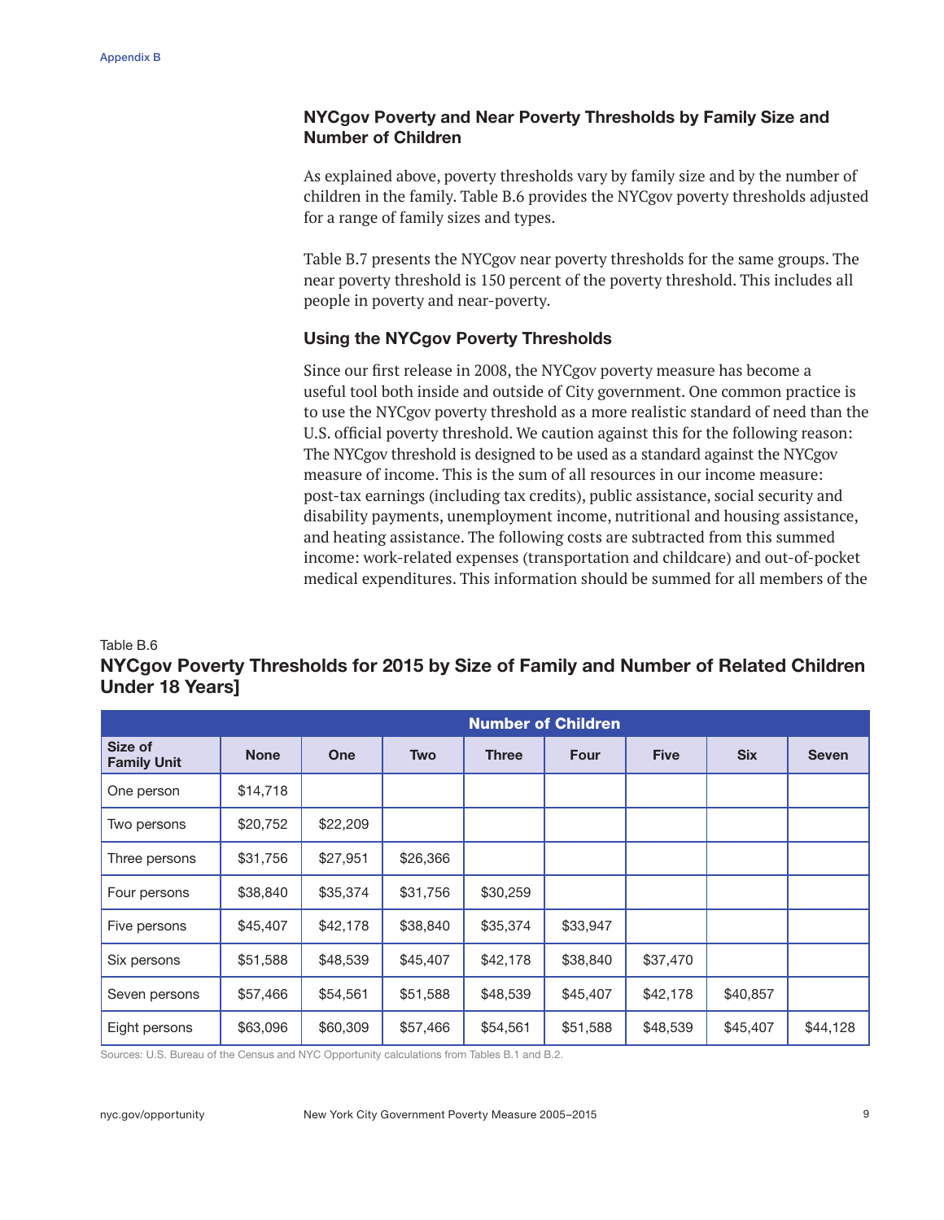## NYCgov Poverty and Near Poverty Thresholds by Family Size and Number of Children

As explained above, poverty thresholds vary by family size and by the number of children in the family. Table B.6 provides the NYCgov poverty thresholds adjusted for a range of family sizes and types.

Table B.7 presents the NYCgov near poverty thresholds for the same groups. The near poverty threshold is 150 percent of the poverty threshold. This includes all people in poverty and near-poverty.

## Using the NYCgov Poverty Thresholds

Since our first release in 2008, the NYCgov poverty measure has become a useful tool both inside and outside of City government. One common practice is to use the NYCgov poverty threshold as a more realistic standard of need than the U.S. official poverty threshold. We caution against this for the following reason: The NYCgov threshold is designed to be used as a standard against the NYCgov measure of income. This is the sum of all resources in our income measure: post-tax earnings (including tax credits), public assistance, social security and disability payments, unemployment income, nutritional and housing assistance, and heating assistance. The following costs are subtracted from this summed income: work-related expenses (transportation and childcare) and out-of-pocket medical expenditures. This information should be summed for all members of the

Table B.6

**NYCgov Poverty Thresholds for 2015 by Size of Family and Number of Related Children Under 18 Years]**

| | Number of Children | | | | | | | |
|---|---|---|---|---|---|---|---|---|
| Size of Family Unit | None | One | Two | Three | Four | Five | Six | Seven |
| One person | $14,718 | | | | | | | |
| Two persons | $20,752 | $22,209 | | | | | | |
| Three persons | $31,756 | $27,951 | $26,366 | | | | | |
| Four persons | $38,840 | $35,374 | $31,756 | $30,259 | | | | |
| Five persons | $45,407 | $42,178 | $38,840 | $35,374 | $33,947 | | | |
| Six persons | $51,588 | $48,539 | $45,407 | $42,178 | $38,840 | $37,470 | | |
| Seven persons | $57,466 | $54,561 | $51,588 | $48,539 | $45,407 | $42,178 | $40,857 | |
| Eight persons | $63,096 | $60,309 | $57,466 | $54,561 | $51,588 | $48,539 | $45,407 | $44,128 |

Sources: U.S. Bureau of the Census and NYC Opportunity calculations from Tables B.1 and B.2.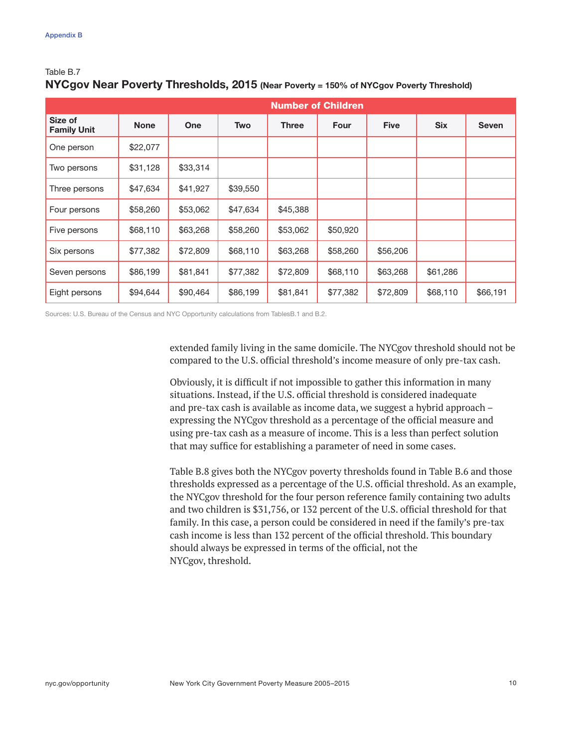Appendix B

Table B.7

## NYCgov Near Poverty Thresholds, 2015 (Near Poverty = 150% of NYCgov Poverty Threshold)

| | Number of Children | | | | | | | |
|---|---|---|---|---|---|---|---|---|
| Size of Family Unit | None | One | Two | Three | Four | Five | Six | Seven |
| One person | $22,077 | | | | | | | |
| Two persons | $31,128 | $33,314 | | | | | | |
| Three persons | $47,634 | $41,927 | $39,550 | | | | | |
| Four persons | $58,260 | $53,062 | $47,634 | $45,388 | | | | |
| Five persons | $68,110 | $63,268 | $58,260 | $53,062 | $50,920 | | | |
| Six persons | $77,382 | $72,809 | $68,110 | $63,268 | $58,260 | $56,206 | | |
| Seven persons | $86,199 | $81,841 | $77,382 | $72,809 | $68,110 | $63,268 | $61,286 | |
| Eight persons | $94,644 | $90,464 | $86,199 | $81,841 | $77,382 | $72,809 | $68,110 | $66,191 |

Sources: U.S. Bureau of the Census and NYC Opportunity calculations from TablesB.1 and B.2.

extended family living in the same domicile. The NYCgov threshold should not be compared to the U.S. official threshold's income measure of only pre-tax cash.

Obviously, it is difficult if not impossible to gather this information in many situations. Instead, if the U.S. official threshold is considered inadequate and pre-tax cash is available as income data, we suggest a hybrid approach – expressing the NYCgov threshold as a percentage of the official measure and using pre-tax cash as a measure of income. This is a less than perfect solution that may suffice for establishing a parameter of need in some cases.

Table B.8 gives both the NYCgov poverty thresholds found in Table B.6 and those thresholds expressed as a percentage of the U.S. official threshold. As an example, the NYCgov threshold for the four person reference family containing two adults and two children is $31,756, or 132 percent of the U.S. official threshold for that family. In this case, a person could be considered in need if the family's pre-tax cash income is less than 132 percent of the official threshold. This boundary should always be expressed in terms of the official, not the NYCgov, threshold.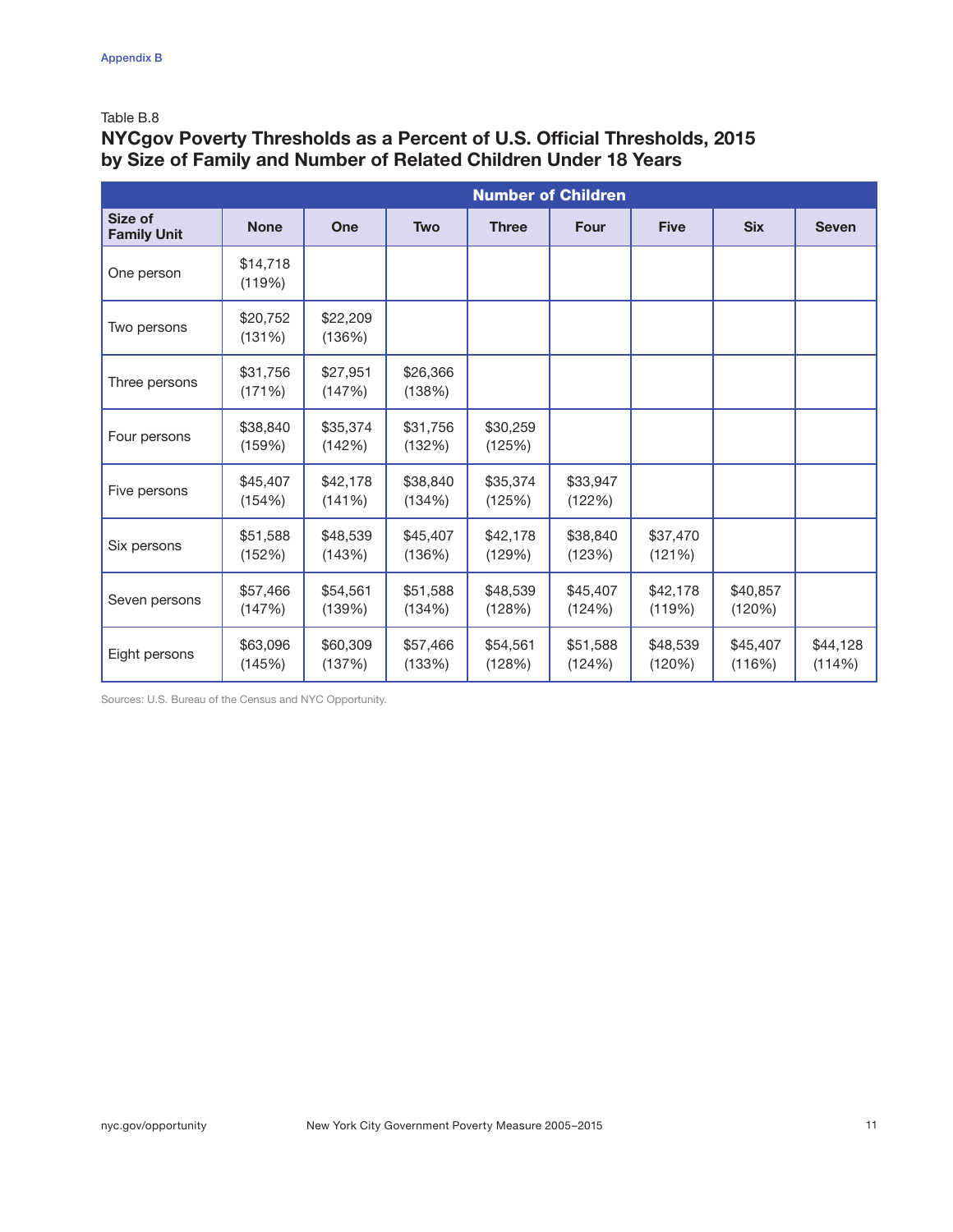Appendix B

Table B.8

## NYCgov Poverty Thresholds as a Percent of U.S. Official Thresholds, 2015 by Size of Family and Number of Related Children Under 18 Years

| | Number of Children | | | | | | | |
|---|---|---|---|---|---|---|---|---|
| **Size of Family Unit** | **None** | **One** | **Two** | **Three** | **Four** | **Five** | **Six** | **Seven** |
| One person | $14,718 (119%) | | | | | | | |
| Two persons | $20,752 (131%) | $22,209 (136%) | | | | | | |
| Three persons | $31,756 (171%) | $27,951 (147%) | $26,366 (138%) | | | | | |
| Four persons | $38,840 (159%) | $35,374 (142%) | $31,756 (132%) | $30,259 (125%) | | | | |
| Five persons | $45,407 (154%) | $42,178 (141%) | $38,840 (134%) | $35,374 (125%) | $33,947 (122%) | | | |
| Six persons | $51,588 (152%) | $48,539 (143%) | $45,407 (136%) | $42,178 (129%) | $38,840 (123%) | $37,470 (121%) | | |
| Seven persons | $57,466 (147%) | $54,561 (139%) | $51,588 (134%) | $48,539 (128%) | $45,407 (124%) | $42,178 (119%) | $40,857 (120%) | |
| Eight persons | $63,096 (145%) | $60,309 (137%) | $57,466 (133%) | $54,561 (128%) | $51,588 (124%) | $48,539 (120%) | $45,407 (116%) | $44,128 (114%) |

Sources: U.S. Bureau of the Census and NYC Opportunity.